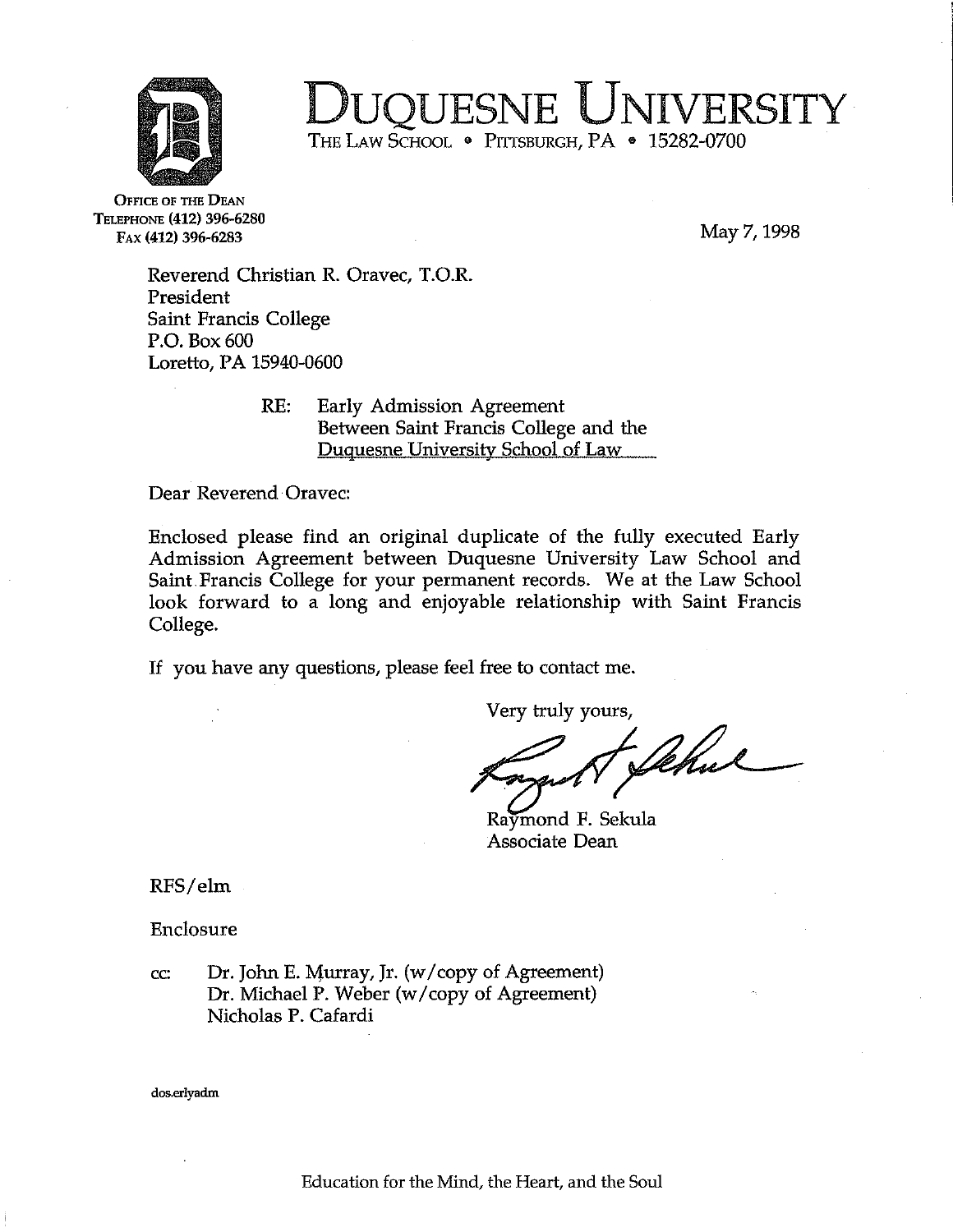# DUQUESNE UNIVERSITY

THE LAW SCHOOL • PITTSBURGH, PA • 15282-0700

OFFICE OF THE DEAN
TELEPHONE (412) 396-6280
FAX (412) 396-6283

May 7, 1998

Reverend Christian R. Oravec, T.O.R.
President
Saint Francis College
P.O. Box 600
Loretto, PA 15940-0600

RE: Early Admission Agreement
Between Saint Francis College and the
Duquesne University School of Law

Dear Reverend Oravec:

Enclosed please find an original duplicate of the fully executed Early Admission Agreement between Duquesne University Law School and Saint Francis College for your permanent records. We at the Law School look forward to a long and enjoyable relationship with Saint Francis College.

If you have any questions, please feel free to contact me.

Very truly yours,

Raymond F. Sekula
Associate Dean

RFS/elm

Enclosure

cc: Dr. John E. Murray, Jr. (w/copy of Agreement)
Dr. Michael P. Weber (w/copy of Agreement)
Nicholas P. Cafardi

dos.erlyadm

Education for the Mind, the Heart, and the Soul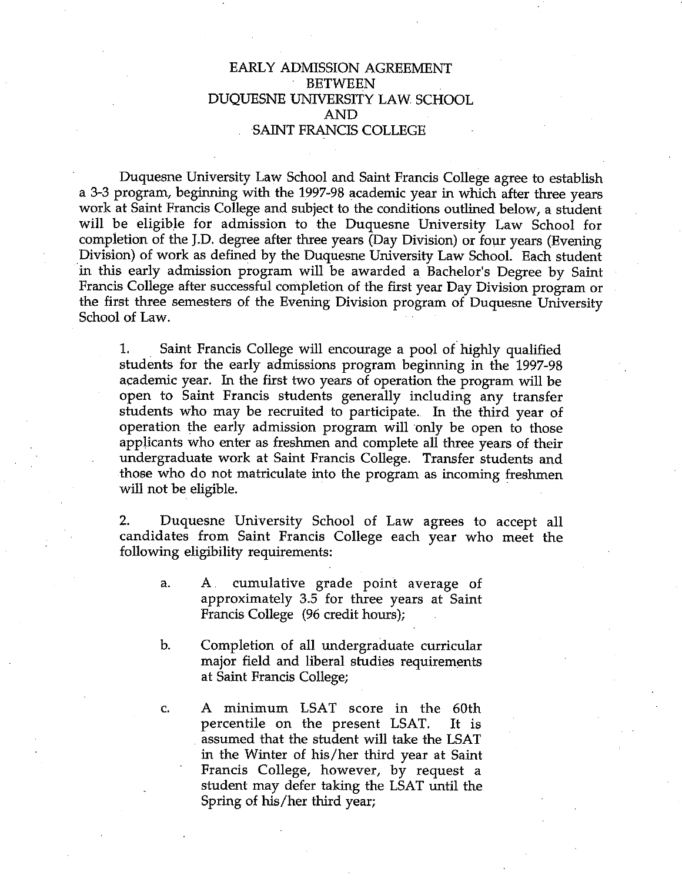# EARLY ADMISSION AGREEMENT
## BETWEEN
## DUQUESNE UNIVERSITY LAW SCHOOL
## AND
## SAINT FRANCIS COLLEGE

Duquesne University Law School and Saint Francis College agree to establish a 3-3 program, beginning with the 1997-98 academic year in which after three years work at Saint Francis College and subject to the conditions outlined below, a student will be eligible for admission to the Duquesne University Law School for completion of the J.D. degree after three years (Day Division) or four years (Evening Division) of work as defined by the Duquesne University Law School. Each student in this early admission program will be awarded a Bachelor's Degree by Saint Francis College after successful completion of the first year Day Division program or the first three semesters of the Evening Division program of Duquesne University School of Law.

1. Saint Francis College will encourage a pool of highly qualified students for the early admissions program beginning in the 1997-98 academic year. In the first two years of operation the program will be open to Saint Francis students generally including any transfer students who may be recruited to participate. In the third year of operation the early admission program will only be open to those applicants who enter as freshmen and complete all three years of their undergraduate work at Saint Francis College. Transfer students and those who do not matriculate into the program as incoming freshmen will not be eligible.

2. Duquesne University School of Law agrees to accept all candidates from Saint Francis College each year who meet the following eligibility requirements:

   a. A cumulative grade point average of approximately 3.5 for three years at Saint Francis College (96 credit hours);

   b. Completion of all undergraduate curricular major field and liberal studies requirements at Saint Francis College;

   c. A minimum LSAT score in the 60th percentile on the present LSAT. It is assumed that the student will take the LSAT in the Winter of his/her third year at Saint Francis College, however, by request a student may defer taking the LSAT until the Spring of his/her third year;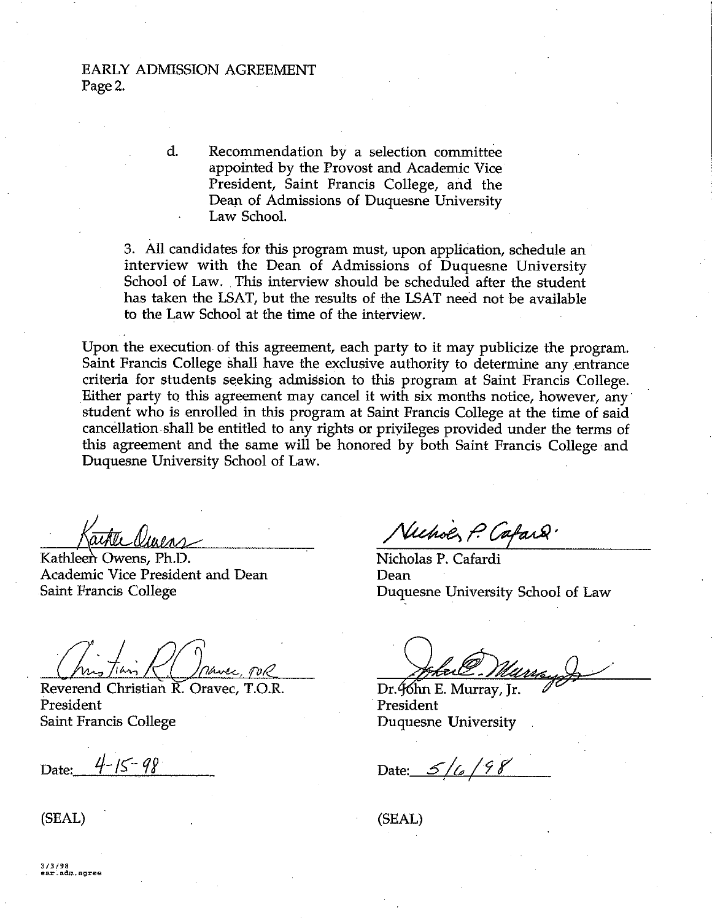EARLY ADMISSION AGREEMENT
Page 2.

d. Recommendation by a selection committee appointed by the Provost and Academic Vice President, Saint Francis College, and the Dean of Admissions of Duquesne University Law School.

3. All candidates for this program must, upon application, schedule an interview with the Dean of Admissions of Duquesne University School of Law. This interview should be scheduled after the student has taken the LSAT, but the results of the LSAT need not be available to the Law School at the time of the interview.

Upon the execution of this agreement, each party to it may publicize the program. Saint Francis College shall have the exclusive authority to determine any entrance criteria for students seeking admission to this program at Saint Francis College. Either party to this agreement may cancel it with six months notice, however, any student who is enrolled in this program at Saint Francis College at the time of said cancellation shall be entitled to any rights or privileges provided under the terms of this agreement and the same will be honored by both Saint Francis College and Duquesne University School of Law.

Kathleen Owens, Ph.D.
Academic Vice President and Dean
Saint Francis College

Nicholas P. Cafardi
Dean
Duquesne University School of Law

Reverend Christian R. Oravec, T.O.R.
President
Saint Francis College

Dr. John E. Murray, Jr.
President
Duquesne University

Date: 4-15-98

Date: 5/6/98

(SEAL)

(SEAL)

3/3/98
ear.adm.agree